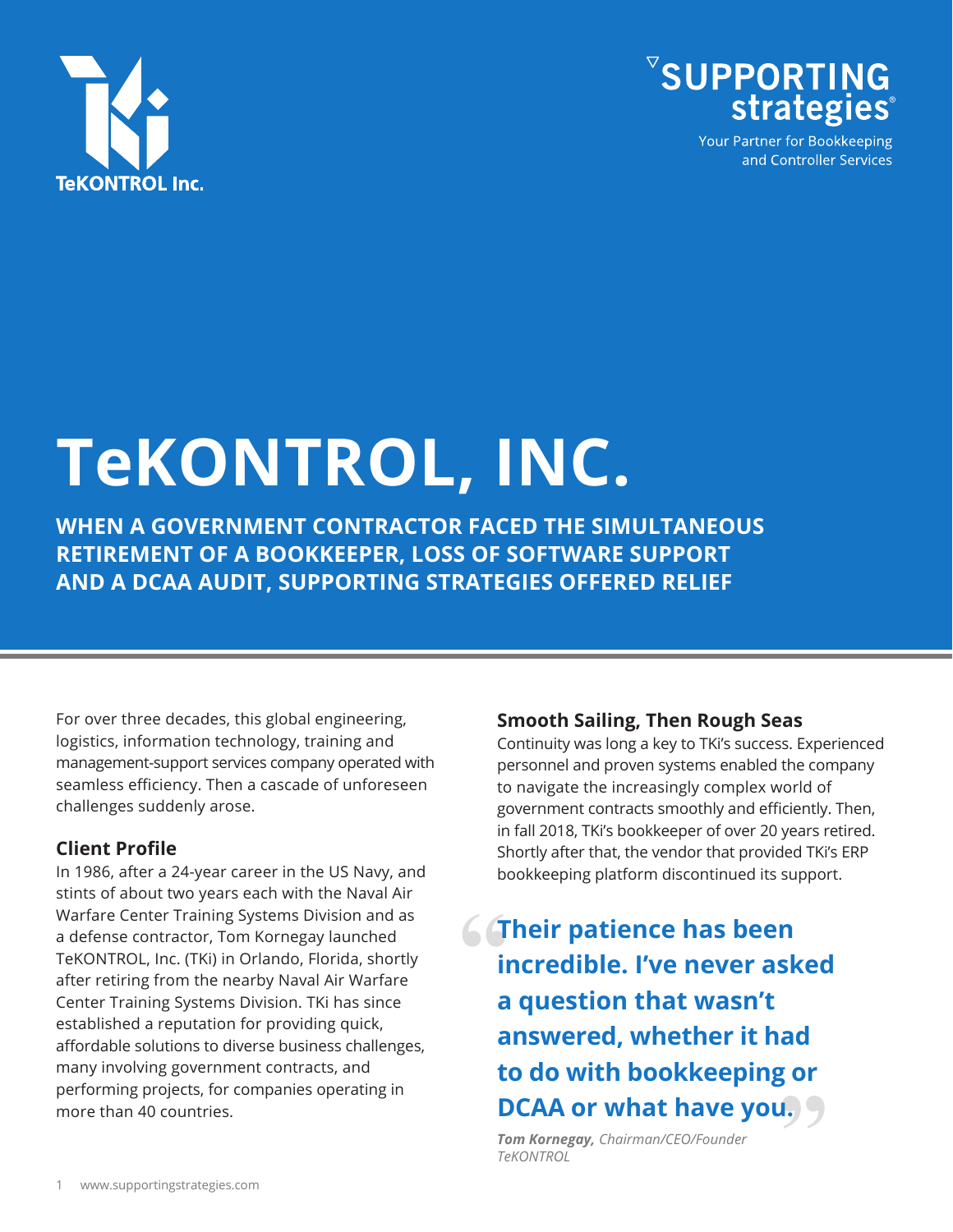TeKONTROL Inc.

SUPPORTING strategies®

Your Partner for Bookkeeping and Controller Services

# TeKONTROL, INC.

**WHEN A GOVERNMENT CONTRACTOR FACED THE SIMULTANEOUS RETIREMENT OF A BOOKKEEPER, LOSS OF SOFTWARE SUPPORT AND A DCAA AUDIT, SUPPORTING STRATEGIES OFFERED RELIEF**

For over three decades, this global engineering, logistics, information technology, training and management-support services company operated with seamless efficiency. Then a cascade of unforeseen challenges suddenly arose.

### Client Profile

In 1986, after a 24-year career in the US Navy, and stints of about two years each with the Naval Air Warfare Center Training Systems Division and as a defense contractor, Tom Kornegay launched TeKONTROL, Inc. (TKi) in Orlando, Florida, shortly after retiring from the nearby Naval Air Warfare Center Training Systems Division. TKi has since established a reputation for providing quick, affordable solutions to diverse business challenges, many involving government contracts, and performing projects, for companies operating in more than 40 countries.

### Smooth Sailing, Then Rough Seas

Continuity was long a key to TKi's success. Experienced personnel and proven systems enabled the company to navigate the increasingly complex world of government contracts smoothly and efficiently. Then, in fall 2018, TKi's bookkeeper of over 20 years retired. Shortly after that, the vendor that provided TKi's ERP bookkeeping platform discontinued its support.

> **"Their patience has been incredible. I've never asked a question that wasn't answered, whether it had to do with bookkeeping or DCAA or what have you."**
>
> ***Tom Kornegay,*** *Chairman/CEO/Founder TeKONTROL*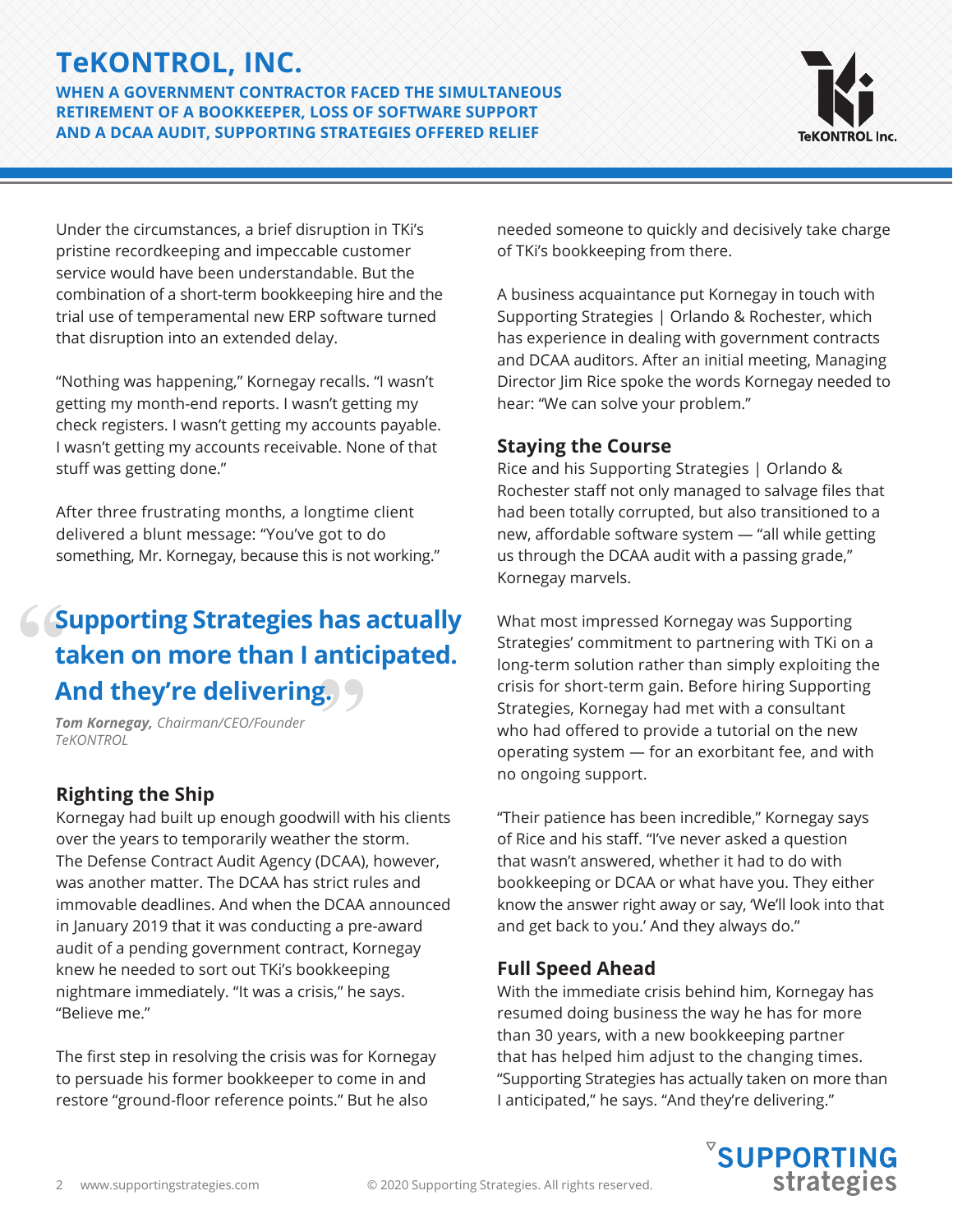# TeKONTROL, INC.

**WHEN A GOVERNMENT CONTRACTOR FACED THE SIMULTANEOUS RETIREMENT OF A BOOKKEEPER, LOSS OF SOFTWARE SUPPORT AND A DCAA AUDIT, SUPPORTING STRATEGIES OFFERED RELIEF**

Under the circumstances, a brief disruption in TKi's pristine recordkeeping and impeccable customer service would have been understandable. But the combination of a short-term bookkeeping hire and the trial use of temperamental new ERP software turned that disruption into an extended delay.

"Nothing was happening," Kornegay recalls. "I wasn't getting my month-end reports. I wasn't getting my check registers. I wasn't getting my accounts payable. I wasn't getting my accounts receivable. None of that stuff was getting done."

After three frustrating months, a longtime client delivered a blunt message: "You've got to do something, Mr. Kornegay, because this is not working."

> **"Supporting Strategies has actually taken on more than I anticipated. And they're delivering."**
>
> ***Tom Kornegay,*** *Chairman/CEO/Founder TeKONTROL*

## Righting the Ship

Kornegay had built up enough goodwill with his clients over the years to temporarily weather the storm. The Defense Contract Audit Agency (DCAA), however, was another matter. The DCAA has strict rules and immovable deadlines. And when the DCAA announced in January 2019 that it was conducting a pre-award audit of a pending government contract, Kornegay knew he needed to sort out TKi's bookkeeping nightmare immediately. "It was a crisis," he says. "Believe me."

The first step in resolving the crisis was for Kornegay to persuade his former bookkeeper to come in and restore "ground-floor reference points." But he also needed someone to quickly and decisively take charge of TKi's bookkeeping from there.

A business acquaintance put Kornegay in touch with Supporting Strategies | Orlando & Rochester, which has experience in dealing with government contracts and DCAA auditors. After an initial meeting, Managing Director Jim Rice spoke the words Kornegay needed to hear: "We can solve your problem."

## Staying the Course

Rice and his Supporting Strategies | Orlando & Rochester staff not only managed to salvage files that had been totally corrupted, but also transitioned to a new, affordable software system — "all while getting us through the DCAA audit with a passing grade," Kornegay marvels.

What most impressed Kornegay was Supporting Strategies' commitment to partnering with TKi on a long-term solution rather than simply exploiting the crisis for short-term gain. Before hiring Supporting Strategies, Kornegay had met with a consultant who had offered to provide a tutorial on the new operating system — for an exorbitant fee, and with no ongoing support.

"Their patience has been incredible," Kornegay says of Rice and his staff. "I've never asked a question that wasn't answered, whether it had to do with bookkeeping or DCAA or what have you. They either know the answer right away or say, 'We'll look into that and get back to you.' And they always do."

## Full Speed Ahead

With the immediate crisis behind him, Kornegay has resumed doing business the way he has for more than 30 years, with a new bookkeeping partner that has helped him adjust to the changing times. "Supporting Strategies has actually taken on more than I anticipated," he says. "And they're delivering."

www.supportingstrategies.com © 2020 Supporting Strategies. All rights reserved.